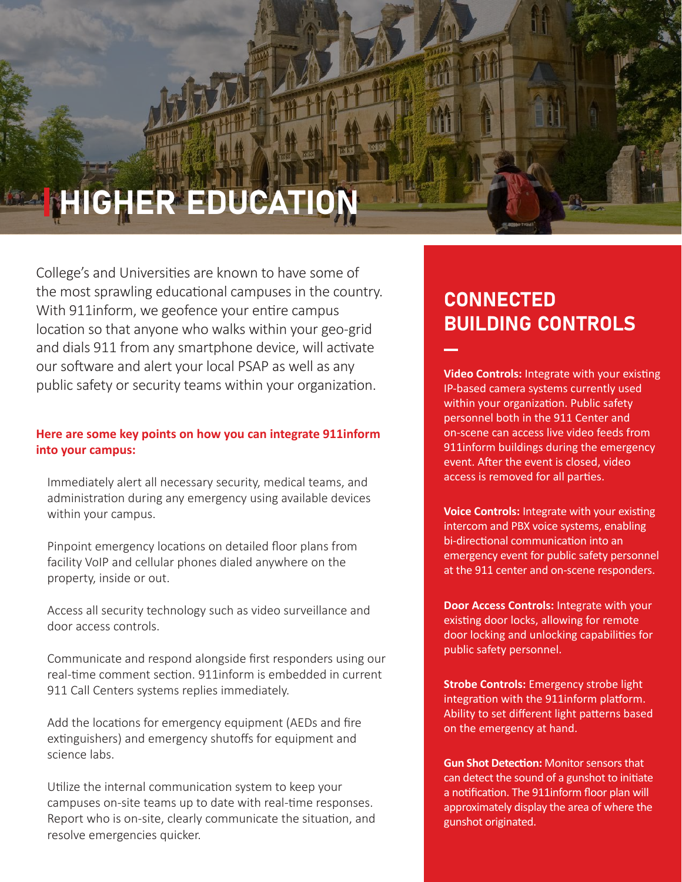# HIGHER EDUCATION

College's and Universities are known to have some of the most sprawling educational campuses in the country. With 911inform, we geofence your entire campus location so that anyone who walks within your geo-grid and dials 911 from any smartphone device, will activate our software and alert your local PSAP as well as any public safety or security teams within your organization.

**Here are some key points on how you can integrate 911inform into your campus:**

Immediately alert all necessary security, medical teams, and administration during any emergency using available devices within your campus.

Pinpoint emergency locations on detailed floor plans from facility VoIP and cellular phones dialed anywhere on the property, inside or out.

Access all security technology such as video surveillance and door access controls.

Communicate and respond alongside first responders using our real-time comment section. 911inform is embedded in current 911 Call Centers systems replies immediately.

Add the locations for emergency equipment (AEDs and fire extinguishers) and emergency shutoffs for equipment and science labs.

Utilize the internal communication system to keep your campuses on-site teams up to date with real-time responses. Report who is on-site, clearly communicate the situation, and resolve emergencies quicker.

## CONNECTED BUILDING CONTROLS

**Video Controls:** Integrate with your existing IP-based camera systems currently used within your organization. Public safety personnel both in the 911 Center and on-scene can access live video feeds from 911inform buildings during the emergency event. After the event is closed, video access is removed for all parties.

**Voice Controls:** Integrate with your existing intercom and PBX voice systems, enabling bi-directional communication into an emergency event for public safety personnel at the 911 center and on-scene responders.

**Door Access Controls:** Integrate with your existing door locks, allowing for remote door locking and unlocking capabilities for public safety personnel.

**Strobe Controls:** Emergency strobe light integration with the 911inform platform. Ability to set different light patterns based on the emergency at hand.

**Gun Shot Detection:** Monitor sensors that can detect the sound of a gunshot to initiate a notification. The 911inform floor plan will approximately display the area of where the gunshot originated.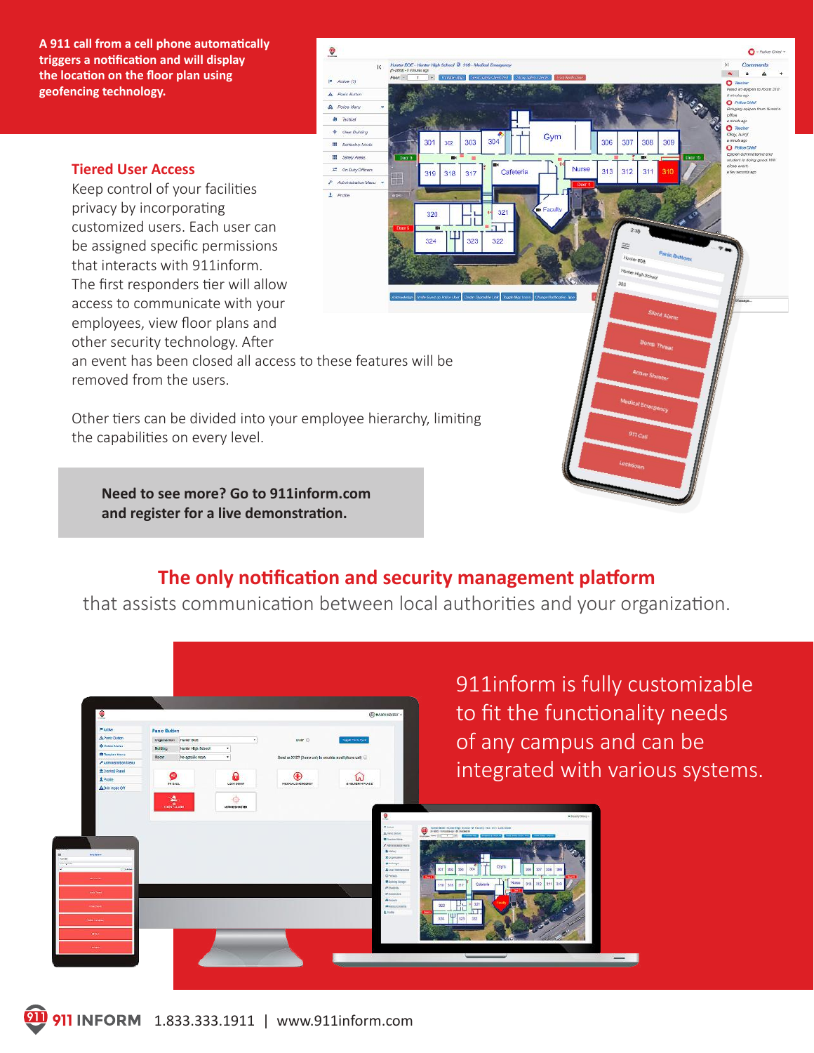**A 911 call from a cell phone automatically triggers a notification and will display the location on the floor plan using geofencing technology.**

## Tiered User Access

Keep control of your facilities privacy by incorporating customized users. Each user can be assigned specific permissions that interacts with 911inform. The first responders tier will allow access to communicate with your employees, view floor plans and other security technology. After an event has been closed all access to these features will be removed from the users.

Other tiers can be divided into your employee hierarchy, limiting the capabilities on every level.

**Need to see more? Go to 911inform.com and register for a live demonstration.**

## The only notification and security management platform

that assists communication between local authorities and your organization.

911inform is fully customizable to fit the functionality needs of any campus and can be integrated with various systems.

911 INFORM 1.833.333.1911 | www.911inform.com